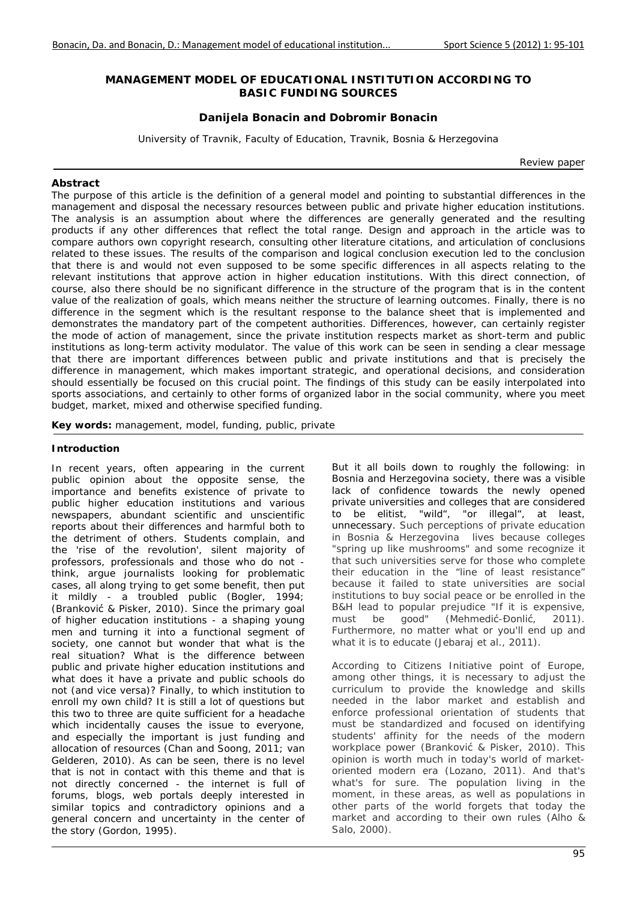# MANAGEMENT MODEL OF EDUCATIONAL INSTITUTION ACCORDING TO BASIC FUNDING SOURCES

**Danijela Bonacin and Dobromir Bonacin**

University of Travnik, Faculty of Education, Travnik, Bosnia & Herzegovina

Review paper

## Abstract

The purpose of this article is the definition of a general model and pointing to substantial differences in the management and disposal the necessary resources between public and private higher education institutions. The analysis is an assumption about where the differences are generally generated and the resulting products if any other differences that reflect the total range. Design and approach in the article was to compare authors own copyright research, consulting other literature citations, and articulation of conclusions related to these issues. The results of the comparison and logical conclusion execution led to the conclusion that there is and would not even supposed to be some specific differences in all aspects relating to the relevant institutions that approve action in higher education institutions. With this direct connection, of course, also there should be no significant difference in the structure of the program that is in the content value of the realization of goals, which means neither the structure of learning outcomes. Finally, there is no difference in the segment which is the resultant response to the balance sheet that is implemented and demonstrates the mandatory part of the competent authorities. Differences, however, can certainly register the mode of action of management, since the private institution respects market as short-term and public institutions as long-term activity modulator. The value of this work can be seen in sending a clear message that there are important differences between public and private institutions and that is precisely the difference in management, which makes important strategic, and operational decisions, and consideration should essentially be focused on this crucial point. The findings of this study can be easily interpolated into sports associations, and certainly to other forms of organized labor in the social community, where you meet budget, market, mixed and otherwise specified funding.

**Key words:** management, model, funding, public, private

## Introduction

In recent years, often appearing in the current public opinion about the opposite sense, the importance and benefits existence of private to public higher education institutions and various newspapers, abundant scientific and unscientific reports about their differences and harmful both to the detriment of others. Students complain, and the 'rise of the revolution', silent majority of professors, professionals and those who do not - think, argue journalists looking for problematic cases, all along trying to get some benefit, then put it mildly - a troubled public (Bogler, 1994; (Branković & Pisker, 2010). Since the primary goal of higher education institutions - a shaping young men and turning it into a functional segment of society, one cannot but wonder that what is the real situation? What is the difference between public and private higher education institutions and what does it have a private and public schools do not (and vice versa)? Finally, to which institution to enroll my own child? It is still a lot of questions but this two to three are quite sufficient for a headache which incidentally causes the issue to everyone, and especially the important is just funding and allocation of resources (Chan and Soong, 2011; van Gelderen, 2010). As can be seen, there is no level that is not in contact with this theme and that is not directly concerned - the internet is full of forums, blogs, web portals deeply interested in similar topics and contradictory opinions and a general concern and uncertainty in the center of the story (Gordon, 1995).

But it all boils down to roughly the following: in Bosnia and Herzegovina society, there was a visible lack of confidence towards the newly opened private universities and colleges that are considered to be elitist, "wild", "or illegal", at least, unnecessary. Such perceptions of private education in Bosnia & Herzegovina lives because colleges "spring up like mushrooms" and some recognize it that such universities serve for those who complete their education in the "line of least resistance" because it failed to state universities are social institutions to buy social peace or be enrolled in the B&H lead to popular prejudice "If it is expensive, must be good" (Mehmedić-Đonlić, 2011). Furthermore, no matter what or you'll end up and what it is to educate (Jebaraj et al., 2011).

According to Citizens Initiative point of Europe, among other things, it is necessary to adjust the curriculum to provide the knowledge and skills needed in the labor market and establish and enforce professional orientation of students that must be standardized and focused on identifying students' affinity for the needs of the modern workplace power (Branković & Pisker, 2010). This opinion is worth much in today's world of market-oriented modern era (Lozano, 2011). And that's what's for sure. The population living in the moment, in these areas, as well as populations in other parts of the world forgets that today the market and according to their own rules (Alho & Salo, 2000).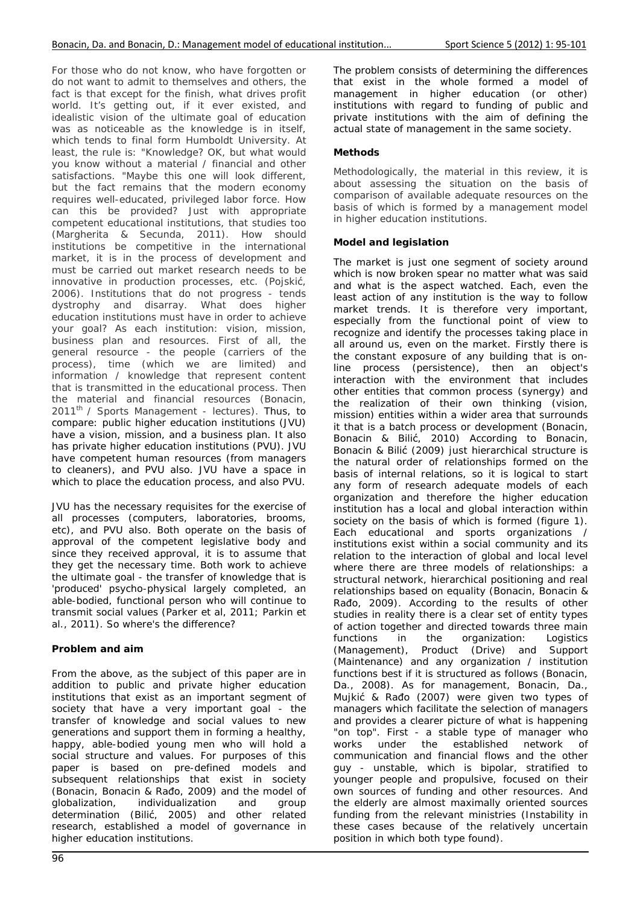For those who do not know, who have forgotten or do not want to admit to themselves and others, the fact is that except for the finish, what drives profit world. It's getting out, if it ever existed, and idealistic vision of the ultimate goal of education was as noticeable as the knowledge is in itself, which tends to final form Humboldt University. At least, the rule is: "Knowledge? OK, but what would you know without a material / financial and other satisfactions. "Maybe this one will look different, but the fact remains that the modern economy requires well-educated, privileged labor force. How can this be provided? Just with appropriate competent educational institutions, that studies too (Margherita & Secunda, 2011). How should institutions be competitive in the international market, it is in the process of development and must be carried out market research needs to be innovative in production processes, etc. (Pojskić, 2006). Institutions that do not progress - tends dystrophy and disarray. What does higher education institutions must have in order to achieve your goal? As each institution: vision, mission, business plan and resources. First of all, the general resource - the people (carriers of the process), time (which we are limited) and information / knowledge that represent content that is transmitted in the educational process. Then the material and financial resources (Bonacin, 2011[th] / Sports Management - lectures). Thus, to compare: public higher education institutions (JVU) have a vision, mission, and a business plan. It also has private higher education institutions (PVU). JVU have competent human resources (from managers to cleaners), and PVU also. JVU have a space in which to place the education process, and also PVU.

JVU has the necessary requisites for the exercise of all processes (computers, laboratories, brooms, etc), and PVU also. Both operate on the basis of approval of the competent legislative body and since they received approval, it is to assume that they get the necessary time. Both work to achieve the ultimate goal - the transfer of knowledge that is 'produced' psycho-physical largely completed, an able-bodied, functional person who will continue to transmit social values (Parker et al, 2011; Parkin et al., 2011). So where's the difference?

**Problem and aim**

From the above, as the subject of this paper are in addition to public and private higher education institutions that exist as an important segment of society that have a very important goal - the transfer of knowledge and social values to new generations and support them in forming a healthy, happy, able-bodied young men who will hold a social structure and values. For purposes of this paper is based on pre-defined models and subsequent relationships that exist in society (Bonacin, Bonacin & Rađo, 2009) and the model of globalization, individualization and group determination (Bilić, 2005) and other related research, established a model of governance in higher education institutions.

The problem consists of determining the differences that exist in the whole formed a model of management in higher education (or other) institutions with regard to funding of public and private institutions with the aim of defining the actual state of management in the same society.

**Methods**

Methodologically, the material in this review, it is about assessing the situation on the basis of comparison of available adequate resources on the basis of which is formed by a management model in higher education institutions.

**Model and legislation**

The market is just one segment of society around which is now broken spear no matter what was said and what is the aspect watched. Each, even the least action of any institution is the way to follow market trends. It is therefore very important, especially from the functional point of view to recognize and identify the processes taking place in all around us, even on the market. Firstly there is the constant exposure of any building that is on-line process (persistence), then an object's interaction with the environment that includes other entities that common process (synergy) and the realization of their own thinking (vision, mission) entities within a wider area that surrounds it that is a batch process or development (Bonacin, Bonacin & Bilić, 2010) According to Bonacin, Bonacin & Bilić (2009) just hierarchical structure is the natural order of relationships formed on the basis of internal relations, so it is logical to start any form of research adequate models of each organization and therefore the higher education institution has a local and global interaction within society on the basis of which is formed (figure 1). Each educational and sports organizations / institutions exist within a social community and its relation to the interaction of global and local level where there are three models of relationships: a structural network, hierarchical positioning and real relationships based on equality (Bonacin, Bonacin & Rađo, 2009). According to the results of other studies in reality there is a clear set of entity types of action together and directed towards three main functions in the organization: Logistics (Management), Product (Drive) and Support (Maintenance) and any organization / institution functions best if it is structured as follows (Bonacin, Da., 2008). As for management, Bonacin, Da., Mujkić & Rađo (2007) were given two types of managers which facilitate the selection of managers and provides a clearer picture of what is happening "on top". First - a stable type of manager who works under the established network of communication and financial flows and the other guy - unstable, which is bipolar, stratified to younger people and propulsive, focused on their own sources of funding and other resources. And the elderly are almost maximally oriented sources funding from the relevant ministries (Instability in these cases because of the relatively uncertain position in which both type found).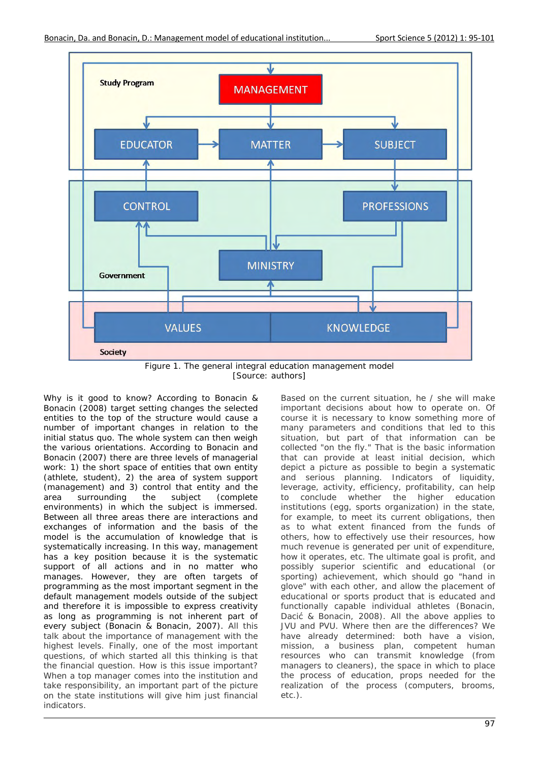Figure 1. The general integral education management model
[Source: authors]

Why is it good to know? According to Bonacin & Bonacin (2008) target setting changes the selected entities to the top of the structure would cause a number of important changes in relation to the initial status quo. The whole system can then weigh the various orientations. According to Bonacin and Bonacin (2007) there are three levels of managerial work: 1) the short space of entities that own entity (athlete, student), 2) the area of system support (management) and 3) control that entity and the area surrounding the subject (complete environments) in which the subject is immersed. Between all three areas there are interactions and exchanges of information and the basis of the model is the accumulation of knowledge that is systematically increasing. In this way, management has a key position because it is the systematic support of all actions and in no matter who manages. However, they are often targets of programming as the most important segment in the default management models outside of the subject and therefore it is impossible to express creativity as long as programming is not inherent part of every subject (Bonacin & Bonacin, 2007). All this talk about the importance of management with the highest levels. Finally, one of the most important questions, of which started all this thinking is that the financial question. How is this issue important? When a top manager comes into the institution and take responsibility, an important part of the picture on the state institutions will give him just financial indicators.

Based on the current situation, he / she will make important decisions about how to operate on. Of course it is necessary to know something more of many parameters and conditions that led to this situation, but part of that information can be collected "on the fly." That is the basic information that can provide at least initial decision, which depict a picture as possible to begin a systematic and serious planning. Indicators of liquidity, leverage, activity, efficiency, profitability, can help to conclude whether the higher education institutions (egg, sports organization) in the state, for example, to meet its current obligations, then as to what extent financed from the funds of others, how to effectively use their resources, how much revenue is generated per unit of expenditure, how it operates, etc. The ultimate goal is profit, and possibly superior scientific and educational (or sporting) achievement, which should go "hand in glove" with each other, and allow the placement of educational or sports product that is educated and functionally capable individual athletes (Bonacin, Dacić & Bonacin, 2008). All the above applies to JVU and PVU. Where then are the differences? We have already determined: both have a vision, mission, a business plan, competent human resources who can transmit knowledge (from managers to cleaners), the space in which to place the process of education, props needed for the realization of the process (computers, brooms, etc.).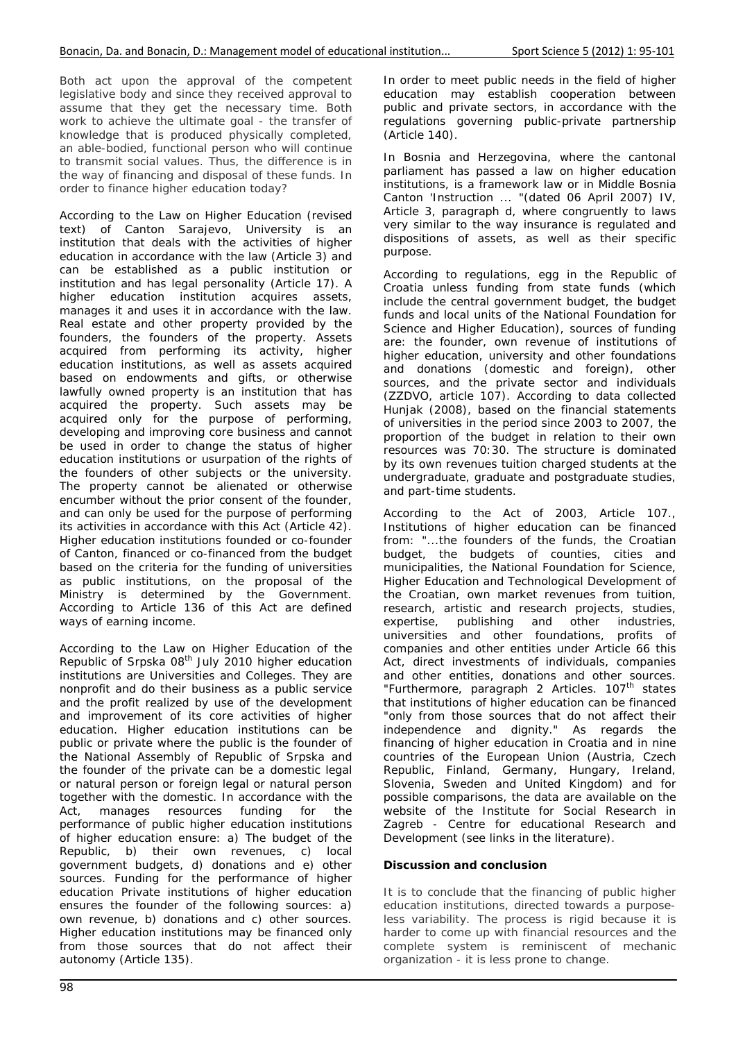Both act upon the approval of the competent legislative body and since they received approval to assume that they get the necessary time. Both work to achieve the ultimate goal - the transfer of knowledge that is produced physically completed, an able-bodied, functional person who will continue to transmit social values. Thus, the difference is in the way of financing and disposal of these funds. In order to finance higher education today?

According to the Law on Higher Education (revised text) of Canton Sarajevo, University is an institution that deals with the activities of higher education in accordance with the law (Article 3) and can be established as a public institution or institution and has legal personality (Article 17). A higher education institution acquires assets, manages it and uses it in accordance with the law. Real estate and other property provided by the founders, the founders of the property. Assets acquired from performing its activity, higher education institutions, as well as assets acquired based on endowments and gifts, or otherwise lawfully owned property is an institution that has acquired the property. Such assets may be acquired only for the purpose of performing, developing and improving core business and cannot be used in order to change the status of higher education institutions or usurpation of the rights of the founders of other subjects or the university. The property cannot be alienated or otherwise encumber without the prior consent of the founder, and can only be used for the purpose of performing its activities in accordance with this Act (Article 42). Higher education institutions founded or co-founder of Canton, financed or co-financed from the budget based on the criteria for the funding of universities as public institutions, on the proposal of the Ministry is determined by the Government. According to Article 136 of this Act are defined ways of earning income.

According to the Law on Higher Education of the Republic of Srpska 08[th] July 2010 higher education institutions are Universities and Colleges. They are nonprofit and do their business as a public service and the profit realized by use of the development and improvement of its core activities of higher education. Higher education institutions can be public or private where the public is the founder of the National Assembly of Republic of Srpska and the founder of the private can be a domestic legal or natural person or foreign legal or natural person together with the domestic. In accordance with the Act, manages resources funding for the performance of public higher education institutions of higher education ensure: a) The budget of the Republic, b) their own revenues, c) local government budgets, d) donations and e) other sources. Funding for the performance of higher education Private institutions of higher education ensures the founder of the following sources: a) own revenue, b) donations and c) other sources. Higher education institutions may be financed only from those sources that do not affect their autonomy (Article 135).

In order to meet public needs in the field of higher education may establish cooperation between public and private sectors, in accordance with the regulations governing public-private partnership (Article 140).

In Bosnia and Herzegovina, where the cantonal parliament has passed a law on higher education institutions, is a framework law or in Middle Bosnia Canton 'Instruction ... "(dated 06 April 2007) IV, Article 3, paragraph d, where congruently to laws very similar to the way insurance is regulated and dispositions of assets, as well as their specific purpose.

According to regulations, egg in the Republic of Croatia unless funding from state funds (which include the central government budget, the budget funds and local units of the National Foundation for Science and Higher Education), sources of funding are: the founder, own revenue of institutions of higher education, university and other foundations and donations (domestic and foreign), other sources, and the private sector and individuals (ZZDVO, article 107). According to data collected Hunjak (2008), based on the financial statements of universities in the period since 2003 to 2007, the proportion of the budget in relation to their own resources was 70:30. The structure is dominated by its own revenues tuition charged students at the undergraduate, graduate and postgraduate studies, and part-time students.

According to the Act of 2003, Article 107., Institutions of higher education can be financed from: "...the founders of the funds, the Croatian budget, the budgets of counties, cities and municipalities, the National Foundation for Science, Higher Education and Technological Development of the Croatian, own market revenues from tuition, research, artistic and research projects, studies, expertise, publishing and other industries, universities and other foundations, profits of companies and other entities under Article 66 this Act, direct investments of individuals, companies and other entities, donations and other sources. "Furthermore, paragraph 2 Articles. 107[th] states that institutions of higher education can be financed "only from those sources that do not affect their independence and dignity." As regards the financing of higher education in Croatia and in nine countries of the European Union (Austria, Czech Republic, Finland, Germany, Hungary, Ireland, Slovenia, Sweden and United Kingdom) and for possible comparisons, the data are available on the website of the Institute for Social Research in Zagreb - Centre for educational Research and Development (see links in the literature).

## Discussion and conclusion

It is to conclude that the financing of public higher education institutions, directed towards a purpose-less variability. The process is rigid because it is harder to come up with financial resources and the complete system is reminiscent of mechanic organization - it is less prone to change.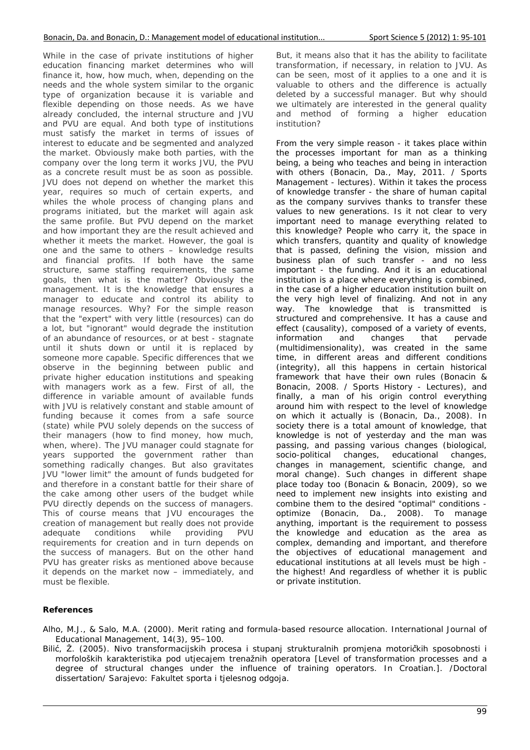While in the case of private institutions of higher education financing market determines who will finance it, how, how much, when, depending on the needs and the whole system similar to the organic type of organization because it is variable and flexible depending on those needs. As we have already concluded, the internal structure and JVU and PVU are equal. And both type of institutions must satisfy the market in terms of issues of interest to educate and be segmented and analyzed the market. Obviously make both parties, with the company over the long term it works JVU, the PVU as a concrete result must be as soon as possible. JVU does not depend on whether the market this year, requires so much of certain experts, and whiles the whole process of changing plans and programs initiated, but the market will again ask the same profile. But PVU depend on the market and how important they are the result achieved and whether it meets the market. However, the goal is one and the same to others – knowledge results and financial profits. If both have the same structure, same staffing requirements, the same goals, then what is the matter? Obviously the management. It is the knowledge that ensures a manager to educate and control its ability to manage resources. Why? For the simple reason that the "expert" with very little (resources) can do a lot, but "ignorant" would degrade the institution of an abundance of resources, or at best - stagnate until it shuts down or until it is replaced by someone more capable. Specific differences that we observe in the beginning between public and private higher education institutions and speaking with managers work as a few. First of all, the difference in variable amount of available funds with JVU is relatively constant and stable amount of funding because it comes from a safe source (state) while PVU solely depends on the success of their managers (how to find money, how much, when, where). The JVU manager could stagnate for years supported the government rather than something radically changes. But also gravitates JVU "lower limit" the amount of funds budgeted for and therefore in a constant battle for their share of the cake among other users of the budget while PVU directly depends on the success of managers. This of course means that JVU encourages the creation of management but really does not provide adequate conditions while providing PVU requirements for creation and in turn depends on the success of managers. But on the other hand PVU has greater risks as mentioned above because it depends on the market now – immediately, and must be flexible.

But, it means also that it has the ability to facilitate transformation, if necessary, in relation to JVU. As can be seen, most of it applies to a one and it is valuable to others and the difference is actually deleted by a successful manager. But why should we ultimately are interested in the general quality and method of forming a higher education institution?

From the very simple reason - it takes place within the processes important for man as a thinking being, a being who teaches and being in interaction with others (Bonacin, Da., May, 2011. / Sports Management - lectures). Within it takes the process of knowledge transfer - the share of human capital as the company survives thanks to transfer these values to new generations. Is it not clear to very important need to manage everything related to this knowledge? People who carry it, the space in which transfers, quantity and quality of knowledge that is passed, defining the vision, mission and business plan of such transfer - and no less important - the funding. And it is an educational institution is a place where everything is combined, in the case of a higher education institution built on the very high level of finalizing. And not in any way. The knowledge that is transmitted is structured and comprehensive. It has a cause and effect (causality), composed of a variety of events, information and changes that pervade (multidimensionality), was created in the same time, in different areas and different conditions (integrity), all this happens in certain historical framework that have their own rules (Bonacin & Bonacin, 2008. / Sports History - Lectures), and finally, a man of his origin control everything around him with respect to the level of knowledge on which it actually is (Bonacin, Da., 2008). In society there is a total amount of knowledge, that knowledge is not of yesterday and the man was passing, and passing various changes (biological, socio-political changes, educational changes, changes in management, scientific change, and moral change). Such changes in different shape place today too (Bonacin & Bonacin, 2009), so we need to implement new insights into existing and combine them to the desired "optimal" conditions - optimize (Bonacin, Da., 2008). To manage anything, important is the requirement to possess the knowledge and education as the area as complex, demanding and important, and therefore the objectives of educational management and educational institutions at all levels must be high - the highest! And regardless of whether it is public or private institution.

## References

Alho, M.J., & Salo, M.A. (2000). Merit rating and formula-based resource allocation. International Journal of Educational Management, 14(3), 95–100.

Bilić, Ž. (2005). Nivo transformacijskih procesa i stupanj strukturalnih promjena motoričkih sposobnosti i morfoloških karakteristika pod utjecajem trenažnih operatora [Level of transformation processes and a degree of structural changes under the influence of training operators. In Croatian.]. /Doctoral dissertation/ Sarajevo: Fakultet sporta i tjelesnog odgoja.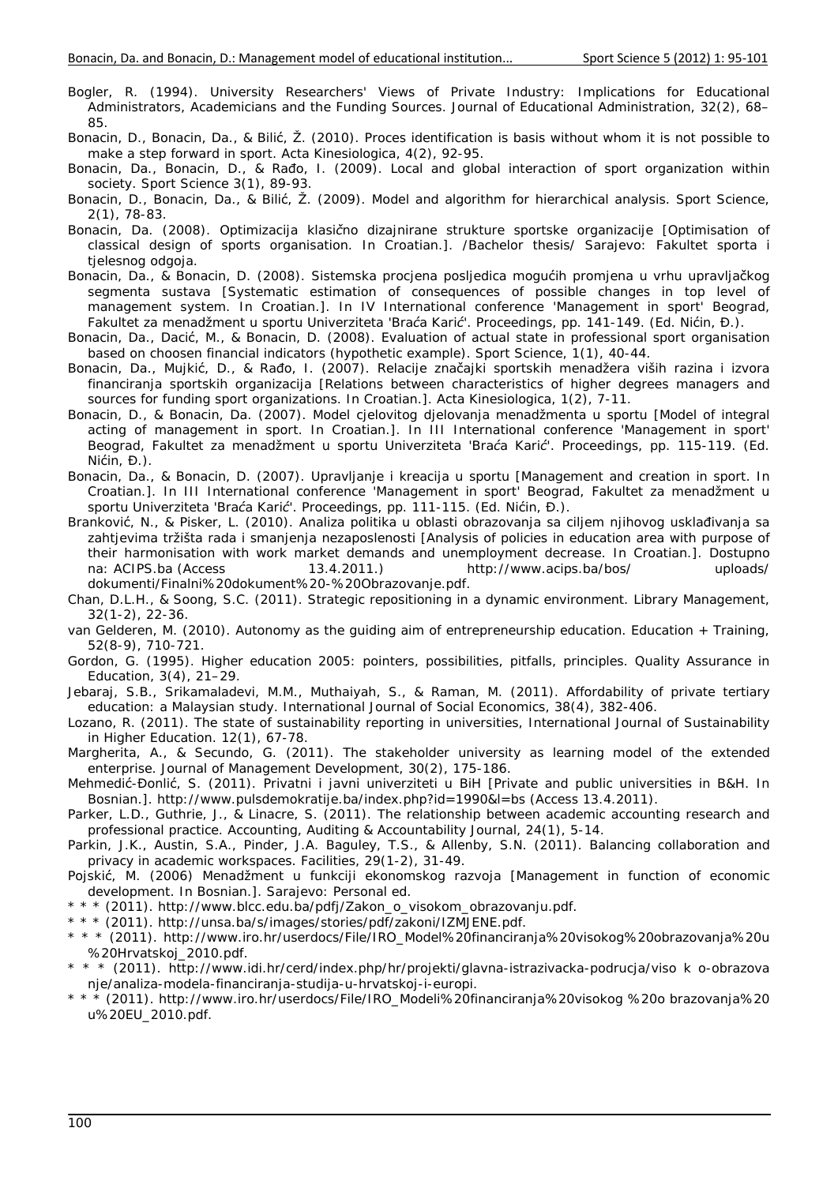Bogler, R. (1994). University Researchers' Views of Private Industry: Implications for Educational Administrators, Academicians and the Funding Sources. Journal of Educational Administration, 32(2), 68–85.

Bonacin, D., Bonacin, Da., & Bilić, Ž. (2010). Proces identification is basis without whom it is not possible to make a step forward in sport. Acta Kinesiologica, 4(2), 92-95.

Bonacin, Da., Bonacin, D., & Rađo, I. (2009). Local and global interaction of sport organization within society. Sport Science 3(1), 89-93.

Bonacin, D., Bonacin, Da., & Bilić, Ž. (2009). Model and algorithm for hierarchical analysis. Sport Science, 2(1), 78-83.

Bonacin, Da. (2008). Optimizacija klasično dizajnirane strukture sportske organizacije [Optimisation of classical design of sports organisation. In Croatian.]. /Bachelor thesis/ Sarajevo: Fakultet sporta i tjelesnog odgoja.

Bonacin, Da., & Bonacin, D. (2008). Sistemska procjena posljedica mogućih promjena u vrhu upravljačkog segmenta sustava [Systematic estimation of consequences of possible changes in top level of management system. In Croatian.]. In IV International conference 'Management in sport' Beograd, Fakultet za menadžment u sportu Univerziteta 'Braća Karić'. Proceedings, pp. 141-149. (Ed. Nićin, Đ.).

Bonacin, Da., Dacić, M., & Bonacin, D. (2008). Evaluation of actual state in professional sport organisation based on choosen financial indicators (hypothetic example). Sport Science, 1(1), 40-44.

Bonacin, Da., Mujkić, D., & Rađo, I. (2007). Relacije značajki sportskih menadžera viših razina i izvora financiranja sportskih organizacija [Relations between characteristics of higher degrees managers and sources for funding sport organizations. In Croatian.]. Acta Kinesiologica, 1(2), 7-11.

Bonacin, D., & Bonacin, Da. (2007). Model cjelovitog djelovanja menadžmenta u sportu [Model of integral acting of management in sport. In Croatian.]. In III International conference 'Management in sport' Beograd, Fakultet za menadžment u sportu Univerziteta 'Braća Karić'. Proceedings, pp. 115-119. (Ed. Nićin, Đ.).

Bonacin, Da., & Bonacin, D. (2007). Upravljanje i kreacija u sportu [Management and creation in sport. In Croatian.]. In III International conference 'Management in sport' Beograd, Fakultet za menadžment u sportu Univerziteta 'Braća Karić'. Proceedings, pp. 111-115. (Ed. Nićin, Đ.).

Branković, N., & Pisker, L. (2010). Analiza politika u oblasti obrazovanja sa ciljem njihovog usklađivanja sa zahtjevima tržišta rada i smanjenja nezaposlenosti [Analysis of policies in education area with purpose of their harmonisation with work market demands and unemployment decrease. In Croatian.]. Dostupno na: ACIPS.ba (Access 13.4.2011.) http://www.acips.ba/bos/ uploads/ dokumenti/Finalni%20dokument%20-%20Obrazovanje.pdf.

Chan, D.L.H., & Soong, S.C. (2011). Strategic repositioning in a dynamic environment. Library Management, 32(1-2), 22-36.

van Gelderen, M. (2010). Autonomy as the guiding aim of entrepreneurship education. Education + Training, 52(8-9), 710-721.

Gordon, G. (1995). Higher education 2005: pointers, possibilities, pitfalls, principles. Quality Assurance in Education, 3(4), 21–29.

Jebaraj, S.B., Srikamaladevi, M.M., Muthaiyah, S., & Raman, M. (2011). Affordability of private tertiary education: a Malaysian study. International Journal of Social Economics, 38(4), 382-406.

Lozano, R. (2011). The state of sustainability reporting in universities, International Journal of Sustainability in Higher Education. 12(1), 67-78.

Margherita, A., & Secundo, G. (2011). The stakeholder university as learning model of the extended enterprise. Journal of Management Development, 30(2), 175-186.

Mehmedić-Đonlić, S. (2011). Privatni i javni univerziteti u BiH [Private and public universities in B&H. In Bosnian.]. http://www.pulsdemokratije.ba/index.php?id=1990&l=bs (Access 13.4.2011).

Parker, L.D., Guthrie, J., & Linacre, S. (2011). The relationship between academic accounting research and professional practice. Accounting, Auditing & Accountability Journal, 24(1), 5-14.

Parkin, J.K., Austin, S.A., Pinder, J.A. Baguley, T.S., & Allenby, S.N. (2011). Balancing collaboration and privacy in academic workspaces. Facilities, 29(1-2), 31-49.

Pojskić, M. (2006) Menadžment u funkciji ekonomskog razvoja [Management in function of economic development. In Bosnian.]. Sarajevo: Personal ed.

* * * (2011). http://www.blcc.edu.ba/pdfj/Zakon_o_visokom_obrazovanju.pdf.

* * * (2011). http://unsa.ba/s/images/stories/pdf/zakoni/IZMJENE.pdf.

* * * (2011). http://www.iro.hr/userdocs/File/IRO_Model%20financiranja%20visokog%20obrazovanja%20u%20Hrvatskoj_2010.pdf.

* * * (2011). http://www.idi.hr/cerd/index.php/hr/projekti/glavna-istrazivacka-podrucja/viso k o-obrazova nje/analiza-modela-financiranja-studija-u-hrvatskoj-i-europi.

* * * (2011). http://www.iro.hr/userdocs/File/IRO_Modeli%20financiranja%20visokog %20o brazovanja%20u%20EU_2010.pdf.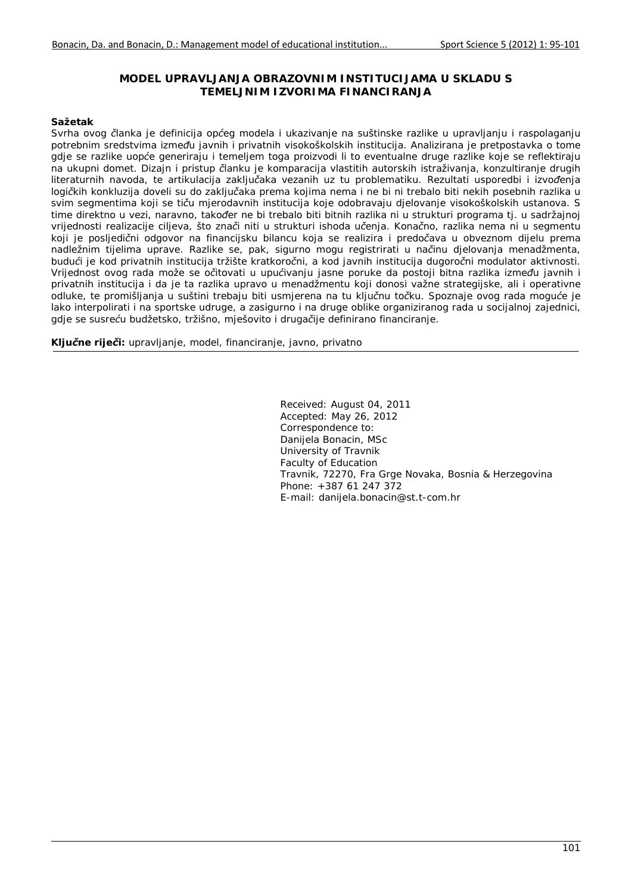## MODEL UPRAVLJANJA OBRAZOVNIM INSTITUCIJAMA U SKLADU S TEMELJNIM IZVORIMA FINANCIRANJA

**Sažetak**

Svrha ovog članka je definicija općeg modela i ukazivanje na suštinske razlike u upravljanju i raspolaganju potrebnim sredstvima između javnih i privatnih visokoškolskih institucija. Analizirana je pretpostavka o tome gdje se razlike uopće generiraju i temeljem toga proizvodi li to eventualne druge razlike koje se reflektiraju na ukupni domet. Dizajn i pristup članku je komparacija vlastitih autorskih istraživanja, konzultiranje drugih literaturnih navoda, te artikulacija zaključaka vezanih uz tu problematiku. Rezultati usporedbi i izvođenja logičkih konkluzija doveli su do zaključaka prema kojima nema i ne bi ni trebalo biti nekih posebnih razlika u svim segmentima koji se tiču mjerodavnih institucija koje odobravaju djelovanje visokoškolskih ustanova. S time direktno u vezi, naravno, također ne bi trebalo biti bitnih razlika ni u strukturi programa tj. u sadržajnoj vrijednosti realizacije ciljeva, što znači niti u strukturi ishoda učenja. Konačno, razlika nema ni u segmentu koji je posljedični odgovor na financijsku bilancu koja se realizira i predočava u obveznom dijelu prema nadležnim tijelima uprave. Razlike se, pak, sigurno mogu registrirati u načinu djelovanja menadžmenta, budući je kod privatnih institucija tržište kratkoročni, a kod javnih institucija dugoročni modulator aktivnosti. Vrijednost ovog rada može se očitovati u upućivanju jasne poruke da postoji bitna razlika između javnih i privatnih institucija i da je ta razlika upravo u menadžmentu koji donosi važne strategijske, ali i operativne odluke, te promišljanja u suštini trebaju biti usmjerena na tu ključnu točku. Spoznaje ovog rada moguće je lako interpolirati i na sportske udruge, a zasigurno i na druge oblike organiziranog rada u socijalnoj zajednici, gdje se susreću budžetsko, tržišno, mješovito i drugačije definirano financiranje.

**Ključne riječi:** upravljanje, model, financiranje, javno, privatno

Received: August 04, 2011
Accepted: May 26, 2012
Correspondence to:
Danijela Bonacin, MSc
University of Travnik
Faculty of Education
Travnik, 72270, Fra Grge Novaka, Bosnia & Herzegovina
Phone: +387 61 247 372
E-mail: danijela.bonacin@st.t-com.hr